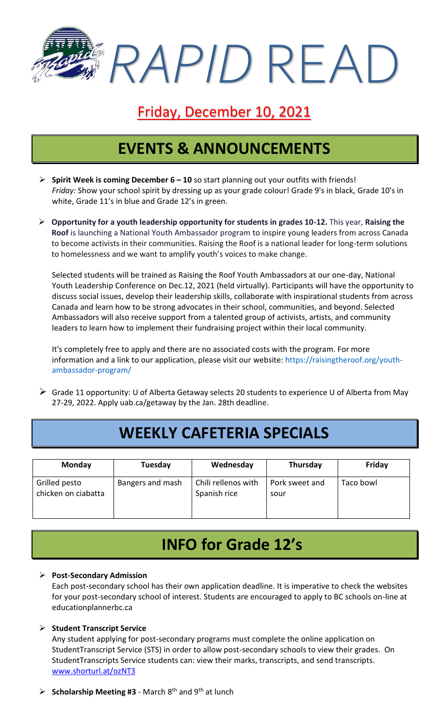# *RAPID* READ

## Friday, December 10, 2021

## EVENTS & ANNOUNCEMENTS

- **Spirit Week is coming December 6 – 10** so start planning out your outfits with friends! *Friday:* Show your school spirit by dressing up as your grade colour! Grade 9's in black, Grade 10's in white, Grade 11's in blue and Grade 12's in green.

- **Opportunity for a youth leadership opportunity for students in grades 10-12.** This year, **Raising the Roof** is launching a National Youth Ambassador program to inspire young leaders from across Canada to become activists in their communities. Raising the Roof is a national leader for long-term solutions to homelessness and we want to amplify youth's voices to make change.

  Selected students will be trained as Raising the Roof Youth Ambassadors at our one-day, National Youth Leadership Conference on Dec.12, 2021 (held virtually). Participants will have the opportunity to discuss social issues, develop their leadership skills, collaborate with inspirational students from across Canada and learn how to be strong advocates in their school, communities, and beyond. Selected Ambassadors will also receive support from a talented group of activists, artists, and community leaders to learn how to implement their fundraising project within their local community.

  It's completely free to apply and there are no associated costs with the program. For more information and a link to our application, please visit our website: https://raisingtheroof.org/youth-ambassador-program/

- Grade 11 opportunity: U of Alberta Getaway selects 20 students to experience U of Alberta from May 27-29, 2022. Apply uab.ca/getaway by the Jan. 28th deadline.

## WEEKLY CAFETERIA SPECIALS

| Monday | Tuesday | Wednesday | Thursday | Friday |
|---|---|---|---|---|
| Grilled pesto chicken on ciabatta | Bangers and mash | Chili rellenos with Spanish rice | Pork sweet and sour | Taco bowl |

## INFO for Grade 12's

- **Post-Secondary Admission**

  Each post-secondary school has their own application deadline. It is imperative to check the websites for your post-secondary school of interest. Students are encouraged to apply to BC schools on-line at educationplannerbc.ca

- **Student Transcript Service**

  Any student applying for post-secondary programs must complete the online application on StudentTranscript Service (STS) in order to allow post-secondary schools to view their grades. On StudentTranscripts Service students can: view their marks, transcripts, and send transcripts. www.shorturl.at/ozNT3

- **Scholarship Meeting #3** - March 8th and 9th at lunch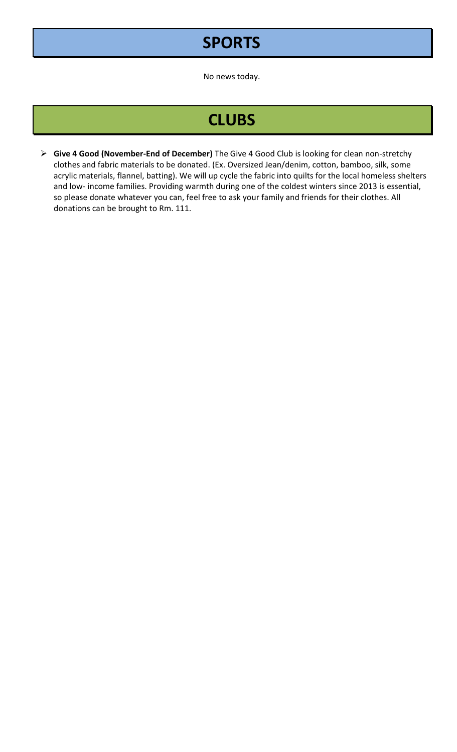# SPORTS

No news today.

# CLUBS

- **Give 4 Good (November-End of December)** The Give 4 Good Club is looking for clean non-stretchy clothes and fabric materials to be donated. (Ex. Oversized Jean/denim, cotton, bamboo, silk, some acrylic materials, flannel, batting). We will up cycle the fabric into quilts for the local homeless shelters and low- income families. Providing warmth during one of the coldest winters since 2013 is essential, so please donate whatever you can, feel free to ask your family and friends for their clothes. All donations can be brought to Rm. 111.